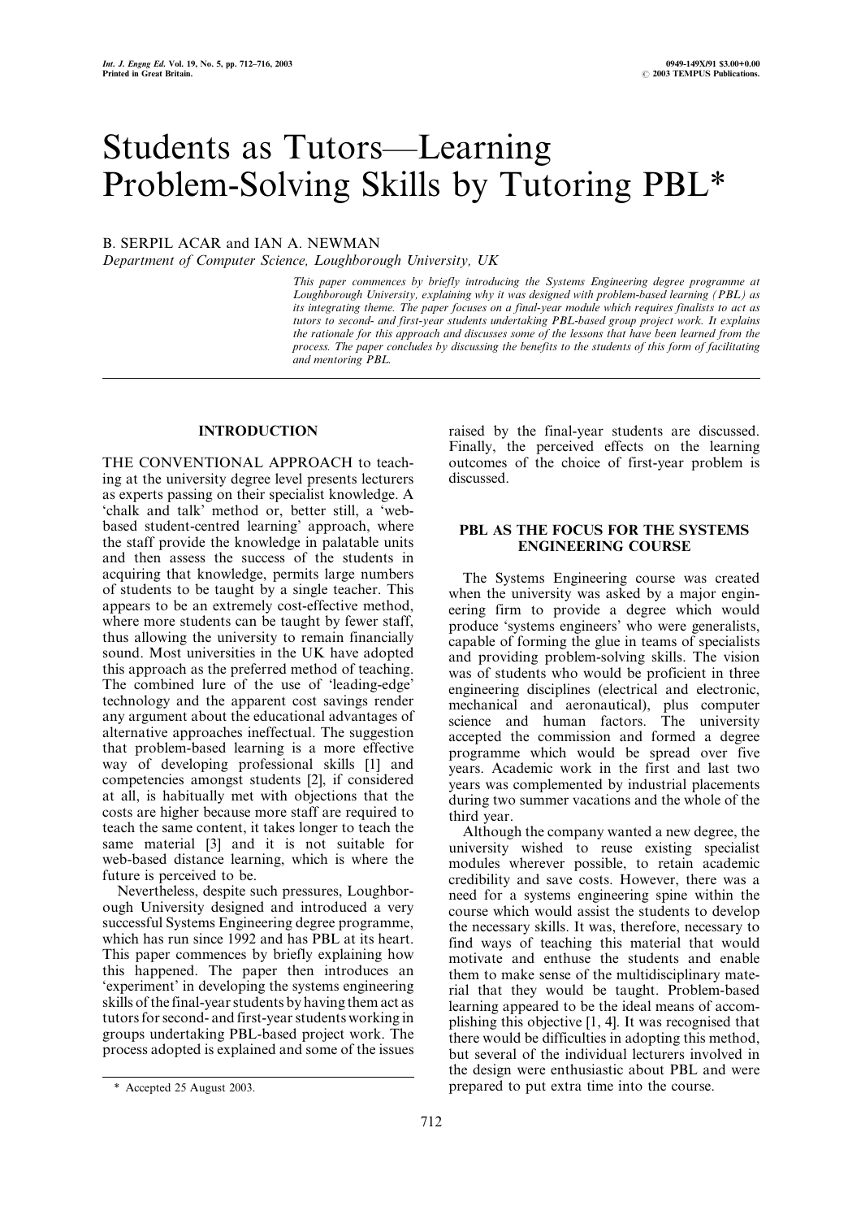# Students as Tutors—Learning Problem-Solving Skills by Tutoring PBL*

B. SERPIL ACAR and IAN A. NEWMAN

*Department of Computer Science, Loughborough University, UK*

*This paper commences by briefly introducing the Systems Engineering degree programme at Loughborough University, explaining why it was designed with problem-based learning (PBL) as its integrating theme. The paper focuses on a final-year module which requires finalists to act as tutors to second- and first-year students undertaking PBL-based group project work. It explains the rationale for this approach and discusses some of the lessons that have been learned from the process. The paper concludes by discussing the benefits to the students of this form of facilitating and mentoring PBL.*

## INTRODUCTION

THE CONVENTIONAL APPROACH to teaching at the university degree level presents lecturers as experts passing on their specialist knowledge. A 'chalk and talk' method or, better still, a 'web-based student-centred learning' approach, where the staff provide the knowledge in palatable units and then assess the success of the students in acquiring that knowledge, permits large numbers of students to be taught by a single teacher. This appears to be an extremely cost-effective method, where more students can be taught by fewer staff, thus allowing the university to remain financially sound. Most universities in the UK have adopted this approach as the preferred method of teaching. The combined lure of the use of 'leading-edge' technology and the apparent cost savings render any argument about the educational advantages of alternative approaches ineffectual. The suggestion that problem-based learning is a more effective way of developing professional skills [1] and competencies amongst students [2], if considered at all, is habitually met with objections that the costs are higher because more staff are required to teach the same content, it takes longer to teach the same material [3] and it is not suitable for web-based distance learning, which is where the future is perceived to be.

Nevertheless, despite such pressures, Loughborough University designed and introduced a very successful Systems Engineering degree programme, which has run since 1992 and has PBL at its heart. This paper commences by briefly explaining how this happened. The paper then introduces an 'experiment' in developing the systems engineering skills of the final-year students by having them act as tutors for second- and first-year students working in groups undertaking PBL-based project work. The process adopted is explained and some of the issues raised by the final-year students are discussed. Finally, the perceived effects on the learning outcomes of the choice of first-year problem is discussed.

## PBL AS THE FOCUS FOR THE SYSTEMS ENGINEERING COURSE

The Systems Engineering course was created when the university was asked by a major engineering firm to provide a degree which would produce 'systems engineers' who were generalists, capable of forming the glue in teams of specialists and providing problem-solving skills. The vision was of students who would be proficient in three engineering disciplines (electrical and electronic, mechanical and aeronautical), plus computer science and human factors. The university accepted the commission and formed a degree programme which would be spread over five years. Academic work in the first and last two years was complemented by industrial placements during two summer vacations and the whole of the third year.

Although the company wanted a new degree, the university wished to reuse existing specialist modules wherever possible, to retain academic credibility and save costs. However, there was a need for a systems engineering spine within the course which would assist the students to develop the necessary skills. It was, therefore, necessary to find ways of teaching this material that would motivate and enthuse the students and enable them to make sense of the multidisciplinary material that they would be taught. Problem-based learning appeared to be the ideal means of accomplishing this objective [1, 4]. It was recognised that there would be difficulties in adopting this method, but several of the individual lecturers involved in the design were enthusiastic about PBL and were prepared to put extra time into the course.

\* Accepted 25 August 2003.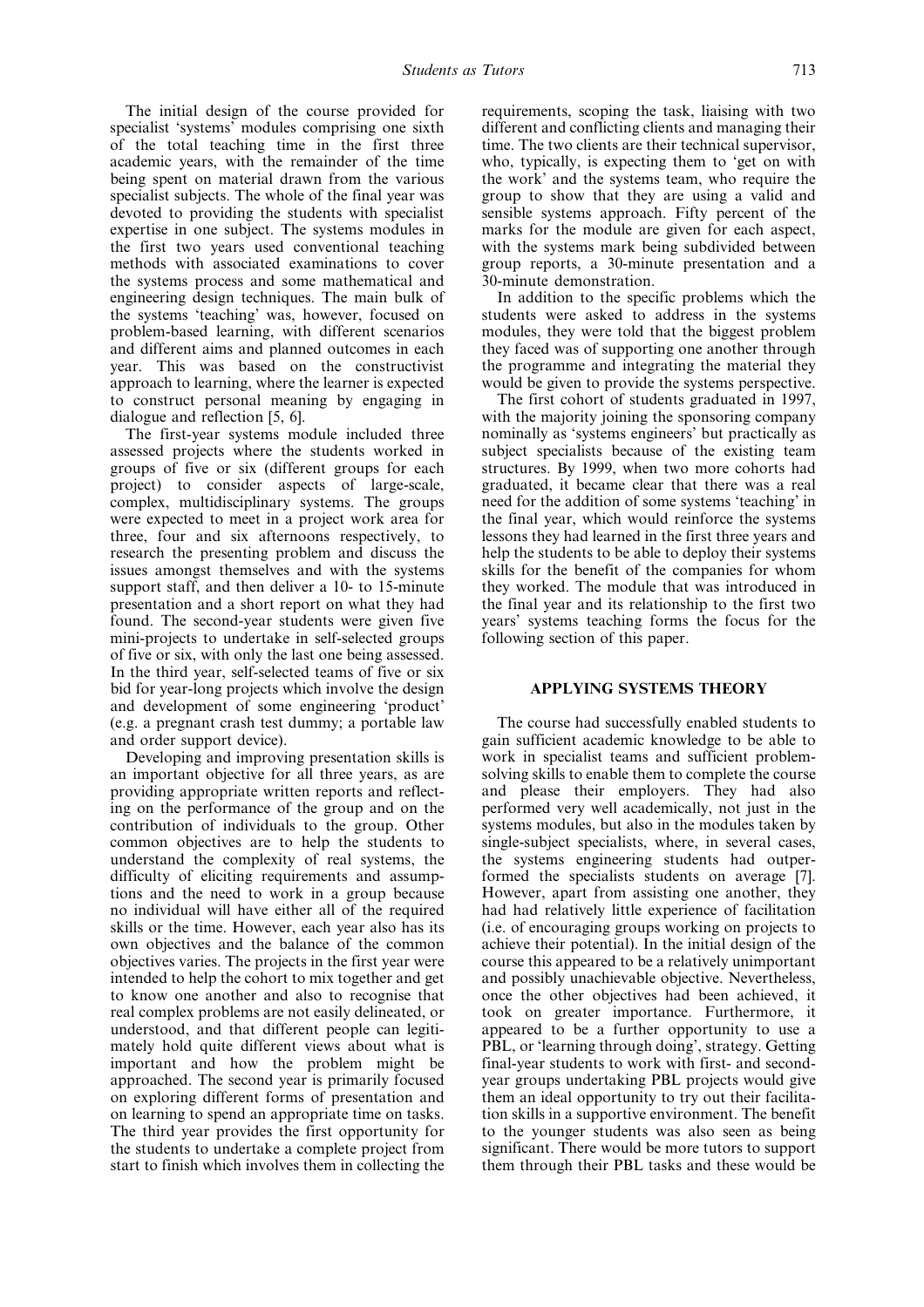The initial design of the course provided for specialist 'systems' modules comprising one sixth of the total teaching time in the first three academic years, with the remainder of the time being spent on material drawn from the various specialist subjects. The whole of the final year was devoted to providing the students with specialist expertise in one subject. The systems modules in the first two years used conventional teaching methods with associated examinations to cover the systems process and some mathematical and engineering design techniques. The main bulk of the systems 'teaching' was, however, focused on problem-based learning, with different scenarios and different aims and planned outcomes in each year. This was based on the constructivist approach to learning, where the learner is expected to construct personal meaning by engaging in dialogue and reflection [5, 6].

The first-year systems module included three assessed projects where the students worked in groups of five or six (different groups for each project) to consider aspects of large-scale, complex, multidisciplinary systems. The groups were expected to meet in a project work area for three, four and six afternoons respectively, to research the presenting problem and discuss the issues amongst themselves and with the systems support staff, and then deliver a 10- to 15-minute presentation and a short report on what they had found. The second-year students were given five mini-projects to undertake in self-selected groups of five or six, with only the last one being assessed. In the third year, self-selected teams of five or six bid for year-long projects which involve the design and development of some engineering 'product' (e.g. a pregnant crash test dummy; a portable law and order support device).

Developing and improving presentation skills is an important objective for all three years, as are providing appropriate written reports and reflecting on the performance of the group and on the contribution of individuals to the group. Other common objectives are to help the students to understand the complexity of real systems, the difficulty of eliciting requirements and assumptions and the need to work in a group because no individual will have either all of the required skills or the time. However, each year also has its own objectives and the balance of the common objectives varies. The projects in the first year were intended to help the cohort to mix together and get to know one another and also to recognise that real complex problems are not easily delineated, or understood, and that different people can legitimately hold quite different views about what is important and how the problem might be approached. The second year is primarily focused on exploring different forms of presentation and on learning to spend an appropriate time on tasks. The third year provides the first opportunity for the students to undertake a complete project from start to finish which involves them in collecting the requirements, scoping the task, liaising with two different and conflicting clients and managing their time. The two clients are their technical supervisor, who, typically, is expecting them to 'get on with the work' and the systems team, who require the group to show that they are using a valid and sensible systems approach. Fifty percent of the marks for the module are given for each aspect, with the systems mark being subdivided between group reports, a 30-minute presentation and a 30-minute demonstration.

In addition to the specific problems which the students were asked to address in the systems modules, they were told that the biggest problem they faced was of supporting one another through the programme and integrating the material they would be given to provide the systems perspective.

The first cohort of students graduated in 1997, with the majority joining the sponsoring company nominally as 'systems engineers' but practically as subject specialists because of the existing team structures. By 1999, when two more cohorts had graduated, it became clear that there was a real need for the addition of some systems 'teaching' in the final year, which would reinforce the systems lessons they had learned in the first three years and help the students to be able to deploy their systems skills for the benefit of the companies for whom they worked. The module that was introduced in the final year and its relationship to the first two years' systems teaching forms the focus for the following section of this paper.

## APPLYING SYSTEMS THEORY

The course had successfully enabled students to gain sufficient academic knowledge to be able to work in specialist teams and sufficient problem-solving skills to enable them to complete the course and please their employers. They had also performed very well academically, not just in the systems modules, but also in the modules taken by single-subject specialists, where, in several cases, the systems engineering students had outperformed the specialists students on average [7]. However, apart from assisting one another, they had had relatively little experience of facilitation (i.e. of encouraging groups working on projects to achieve their potential). In the initial design of the course this appeared to be a relatively unimportant and possibly unachievable objective. Nevertheless, once the other objectives had been achieved, it took on greater importance. Furthermore, it appeared to be a further opportunity to use a PBL, or 'learning through doing', strategy. Getting final-year students to work with first- and second-year groups undertaking PBL projects would give them an ideal opportunity to try out their facilitation skills in a supportive environment. The benefit to the younger students was also seen as being significant. There would be more tutors to support them through their PBL tasks and these would be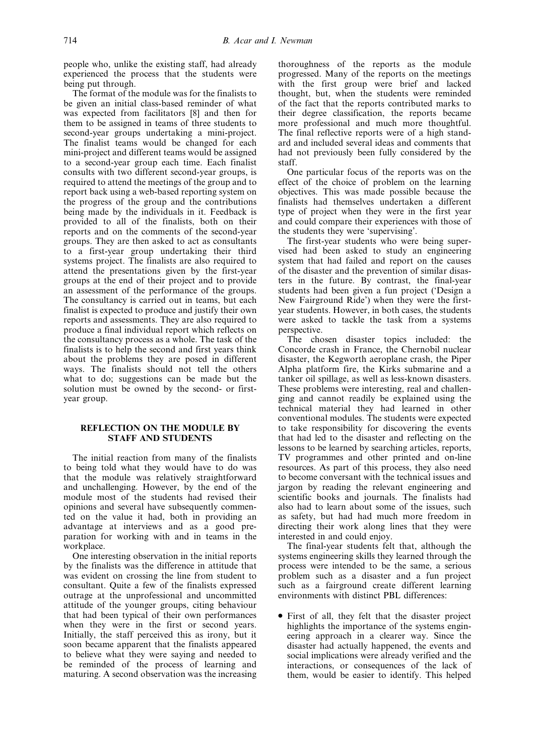people who, unlike the existing staff, had already experienced the process that the students were being put through.

The format of the module was for the finalists to be given an initial class-based reminder of what was expected from facilitators [8] and then for them to be assigned in teams of three students to second-year groups undertaking a mini-project. The finalist teams would be changed for each mini-project and different teams would be assigned to a second-year group each time. Each finalist consults with two different second-year groups, is required to attend the meetings of the group and to report back using a web-based reporting system on the progress of the group and the contributions being made by the individuals in it. Feedback is provided to all of the finalists, both on their reports and on the comments of the second-year groups. They are then asked to act as consultants to a first-year group undertaking their third systems project. The finalists are also required to attend the presentations given by the first-year groups at the end of their project and to provide an assessment of the performance of the groups. The consultancy is carried out in teams, but each finalist is expected to produce and justify their own reports and assessments. They are also required to produce a final individual report which reflects on the consultancy process as a whole. The task of the finalists is to help the second and first years think about the problems they are posed in different ways. The finalists should not tell the others what to do; suggestions can be made but the solution must be owned by the second- or first-year group.

## REFLECTION ON THE MODULE BY STAFF AND STUDENTS

The initial reaction from many of the finalists to being told what they would have to do was that the module was relatively straightforward and unchallenging. However, by the end of the module most of the students had revised their opinions and several have subsequently commented on the value it had, both in providing an advantage at interviews and as a good preparation for working with and in teams in the workplace.

One interesting observation in the initial reports by the finalists was the difference in attitude that was evident on crossing the line from student to consultant. Quite a few of the finalists expressed outrage at the unprofessional and uncommitted attitude of the younger groups, citing behaviour that had been typical of their own performances when they were in the first or second years. Initially, the staff perceived this as irony, but it soon became apparent that the finalists appeared to believe what they were saying and needed to be reminded of the process of learning and maturing. A second observation was the increasing thoroughness of the reports as the module progressed. Many of the reports on the meetings with the first group were brief and lacked thought, but, when the students were reminded of the fact that the reports contributed marks to their degree classification, the reports became more professional and much more thoughtful. The final reflective reports were of a high standard and included several ideas and comments that had not previously been fully considered by the staff.

One particular focus of the reports was on the effect of the choice of problem on the learning objectives. This was made possible because the finalists had themselves undertaken a different type of project when they were in the first year and could compare their experiences with those of the students they were 'supervising'.

The first-year students who were being supervised had been asked to study an engineering system that had failed and report on the causes of the disaster and the prevention of similar disasters in the future. By contrast, the final-year students had been given a fun project ('Design a New Fairground Ride') when they were the first-year students. However, in both cases, the students were asked to tackle the task from a systems perspective.

The chosen disaster topics included: the Concorde crash in France, the Chernobil nuclear disaster, the Kegworth aeroplane crash, the Piper Alpha platform fire, the Kirks submarine and a tanker oil spillage, as well as less-known disasters. These problems were interesting, real and challenging and cannot readily be explained using the technical material they had learned in other conventional modules. The students were expected to take responsibility for discovering the events that had led to the disaster and reflecting on the lessons to be learned by searching articles, reports, TV programmes and other printed and on-line resources. As part of this process, they also need to become conversant with the technical issues and jargon by reading the relevant engineering and scientific books and journals. The finalists had also had to learn about some of the issues, such as safety, but had had much more freedom in directing their work along lines that they were interested in and could enjoy.

The final-year students felt that, although the systems engineering skills they learned through the process were intended to be the same, a serious problem such as a disaster and a fun project such as a fairground create different learning environments with distinct PBL differences:

- First of all, they felt that the disaster project highlights the importance of the systems engineering approach in a clearer way. Since the disaster had actually happened, the events and social implications were already verified and the interactions, or consequences of the lack of them, would be easier to identify. This helped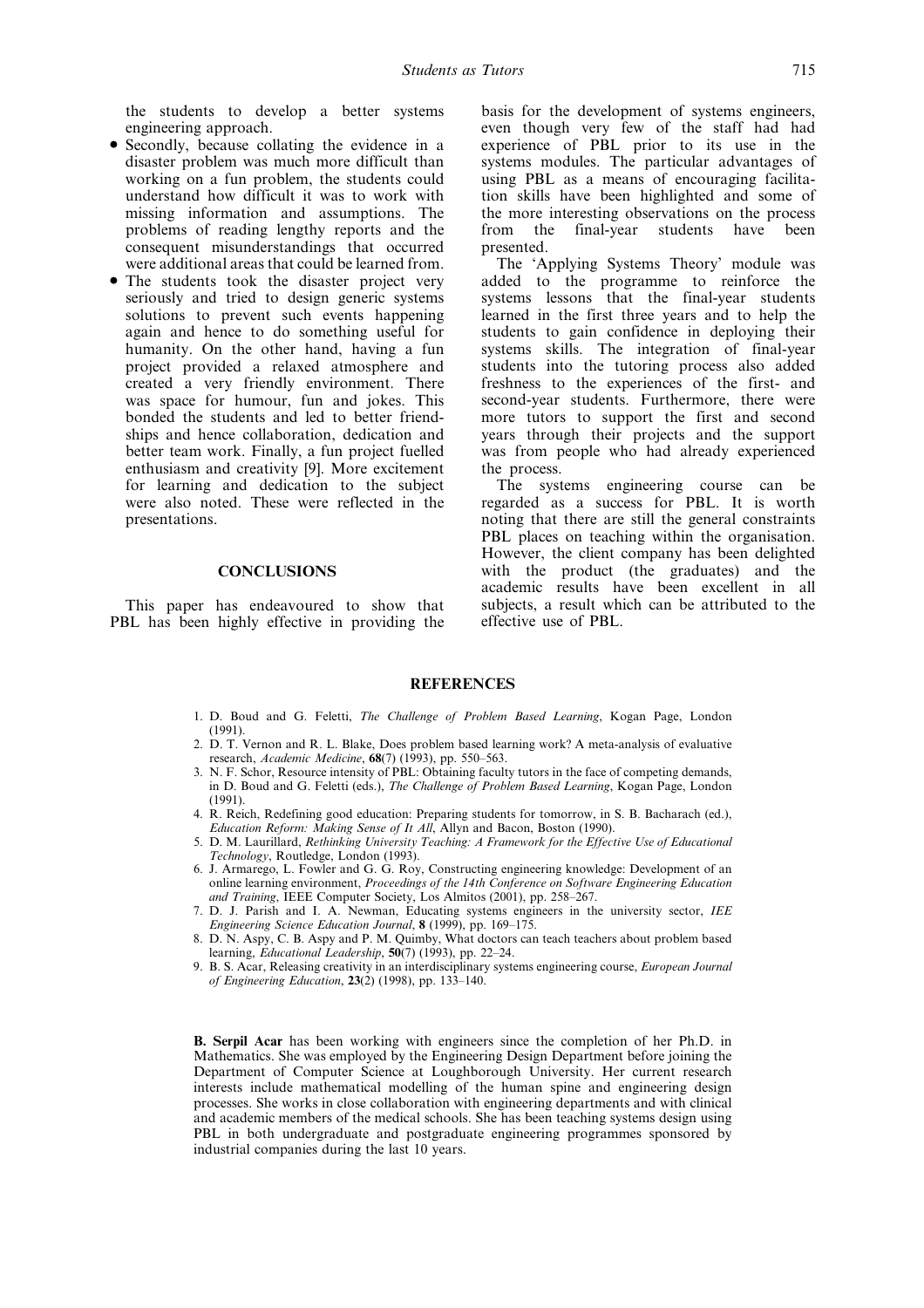the students to develop a better systems engineering approach.

- Secondly, because collating the evidence in a disaster problem was much more difficult than working on a fun problem, the students could understand how difficult it was to work with missing information and assumptions. The problems of reading lengthy reports and the consequent misunderstandings that occurred were additional areas that could be learned from.
- The students took the disaster project very seriously and tried to design generic systems solutions to prevent such events happening again and hence to do something useful for humanity. On the other hand, having a fun project provided a relaxed atmosphere and created a very friendly environment. There was space for humour, fun and jokes. This bonded the students and led to better friendships and hence collaboration, dedication and better team work. Finally, a fun project fuelled enthusiasm and creativity [9]. More excitement for learning and dedication to the subject were also noted. These were reflected in the presentations.

## CONCLUSIONS

This paper has endeavoured to show that PBL has been highly effective in providing the basis for the development of systems engineers, even though very few of the staff had had experience of PBL prior to its use in the systems modules. The particular advantages of using PBL as a means of encouraging facilitation skills have been highlighted and some of the more interesting observations on the process from the final-year students have been presented.

The 'Applying Systems Theory' module was added to the programme to reinforce the systems lessons that the final-year students learned in the first three years and to help the students to gain confidence in deploying their systems skills. The integration of final-year students into the tutoring process also added freshness to the experiences of the first- and second-year students. Furthermore, there were more tutors to support the first and second years through their projects and the support was from people who had already experienced the process.

The systems engineering course can be regarded as a success for PBL. It is worth noting that there are still the general constraints PBL places on teaching within the organisation. However, the client company has been delighted with the product (the graduates) and the academic results have been excellent in all subjects, a result which can be attributed to the effective use of PBL.

## REFERENCES

1. D. Boud and G. Feletti, *The Challenge of Problem Based Learning*, Kogan Page, London (1991).
2. D. T. Vernon and R. L. Blake, Does problem based learning work? A meta-analysis of evaluative research, *Academic Medicine*, **68**(7) (1993), pp. 550–563.
3. N. F. Schor, Resource intensity of PBL: Obtaining faculty tutors in the face of competing demands, in D. Boud and G. Feletti (eds.), *The Challenge of Problem Based Learning*, Kogan Page, London (1991).
4. R. Reich, Redefining good education: Preparing students for tomorrow, in S. B. Bacharach (ed.), *Education Reform: Making Sense of It All*, Allyn and Bacon, Boston (1990).
5. D. M. Laurillard, *Rethinking University Teaching: A Framework for the Effective Use of Educational Technology*, Routledge, London (1993).
6. J. Armarego, L. Fowler and G. G. Roy, Constructing engineering knowledge: Development of an online learning environment, *Proceedings of the 14th Conference on Software Engineering Education and Training*, IEEE Computer Society, Los Almitos (2001), pp. 258–267.
7. D. J. Parish and I. A. Newman, Educating systems engineers in the university sector, *IEE Engineering Science Education Journal*, **8** (1999), pp. 169–175.
8. D. N. Aspy, C. B. Aspy and P. M. Quimby, What doctors can teach teachers about problem based learning, *Educational Leadership*, **50**(7) (1993), pp. 22–24.
9. B. S. Acar, Releasing creativity in an interdisciplinary systems engineering course, *European Journal of Engineering Education*, **23**(2) (1998), pp. 133–140.

**B. Serpil Acar** has been working with engineers since the completion of her Ph.D. in Mathematics. She was employed by the Engineering Design Department before joining the Department of Computer Science at Loughborough University. Her current research interests include mathematical modelling of the human spine and engineering design processes. She works in close collaboration with engineering departments and with clinical and academic members of the medical schools. She has been teaching systems design using PBL in both undergraduate and postgraduate engineering programmes sponsored by industrial companies during the last 10 years.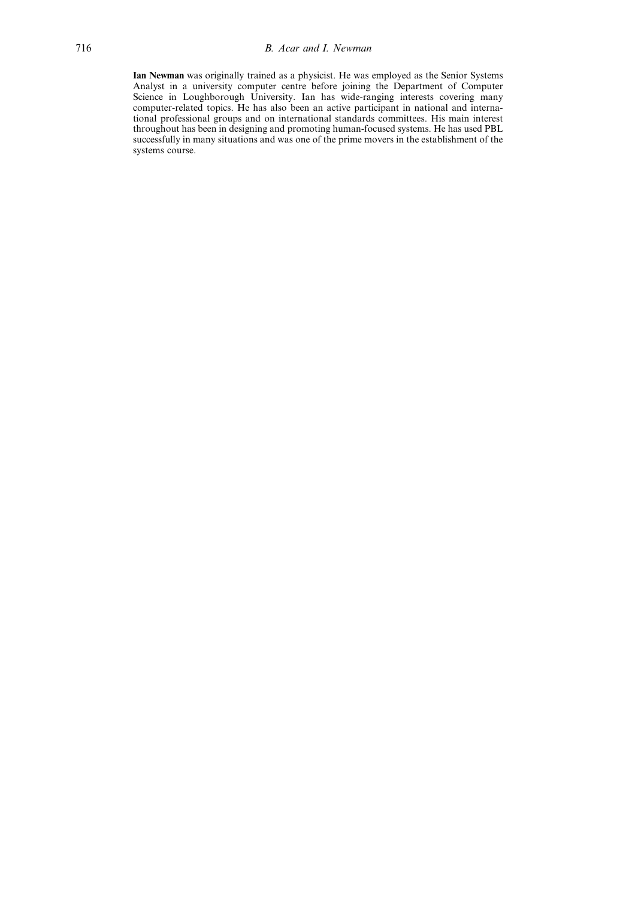**Ian Newman** was originally trained as a physicist. He was employed as the Senior Systems Analyst in a university computer centre before joining the Department of Computer Science in Loughborough University. Ian has wide-ranging interests covering many computer-related topics. He has also been an active participant in national and international professional groups and on international standards committees. His main interest throughout has been in designing and promoting human-focused systems. He has used PBL successfully in many situations and was one of the prime movers in the establishment of the systems course.